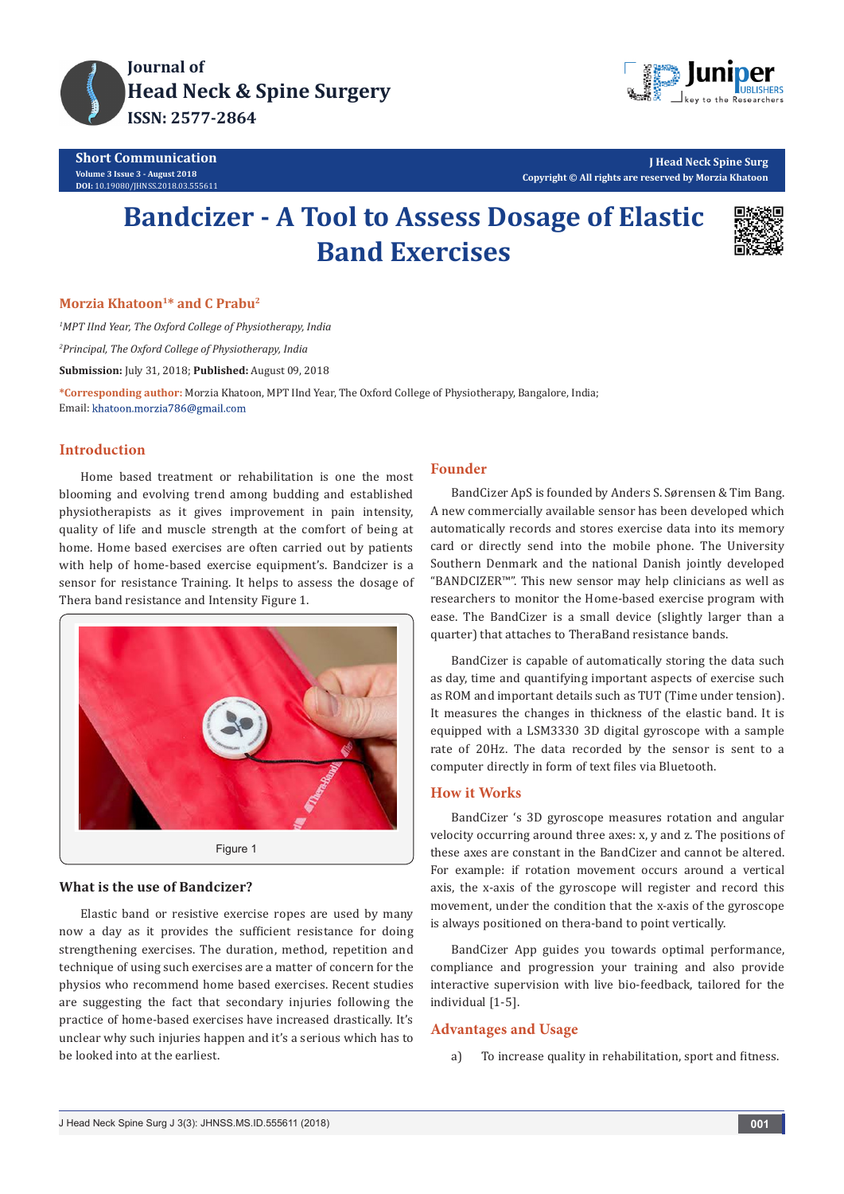# Bandcizer - A Tool to Assess Dosage of Elastic Band Exercises

**Morzia Khatoon[1]* and C Prabu[2]**

*[1]MPT IInd Year, The Oxford College of Physiotherapy, India*

*[2]Principal, The Oxford College of Physiotherapy, India*

**Submission:** July 31, 2018; **Published:** August 09, 2018

***Corresponding author:** Morzia Khatoon, MPT IInd Year, The Oxford College of Physiotherapy, Bangalore, India; Email: khatoon.morzia786@gmail.com

## Introduction

Home based treatment or rehabilitation is one the most blooming and evolving trend among budding and established physiotherapists as it gives improvement in pain intensity, quality of life and muscle strength at the comfort of being at home. Home based exercises are often carried out by patients with help of home-based exercise equipment's. Bandcizer is a sensor for resistance Training. It helps to assess the dosage of Thera band resistance and Intensity Figure 1.

Figure 1

### What is the use of Bandcizer?

Elastic band or resistive exercise ropes are used by many now a day as it provides the sufficient resistance for doing strengthening exercises. The duration, method, repetition and technique of using such exercises are a matter of concern for the physios who recommend home based exercises. Recent studies are suggesting the fact that secondary injuries following the practice of home-based exercises have increased drastically. It's unclear why such injuries happen and it's a serious which has to be looked into at the earliest.

## Founder

BandCizer ApS is founded by Anders S. Sørensen & Tim Bang. A new commercially available sensor has been developed which automatically records and stores exercise data into its memory card or directly send into the mobile phone. The University Southern Denmark and the national Danish jointly developed "BANDCIZER™". This new sensor may help clinicians as well as researchers to monitor the Home-based exercise program with ease. The BandCizer is a small device (slightly larger than a quarter) that attaches to TheraBand resistance bands.

BandCizer is capable of automatically storing the data such as day, time and quantifying important aspects of exercise such as ROM and important details such as TUT (Time under tension). It measures the changes in thickness of the elastic band. It is equipped with a LSM3330 3D digital gyroscope with a sample rate of 20Hz. The data recorded by the sensor is sent to a computer directly in form of text files via Bluetooth.

## How it Works

BandCizer 's 3D gyroscope measures rotation and angular velocity occurring around three axes: x, y and z. The positions of these axes are constant in the BandCizer and cannot be altered. For example: if rotation movement occurs around a vertical axis, the x-axis of the gyroscope will register and record this movement, under the condition that the x-axis of the gyroscope is always positioned on thera-band to point vertically.

BandCizer App guides you towards optimal performance, compliance and progression your training and also provide interactive supervision with live bio-feedback, tailored for the individual [1-5].

## Advantages and Usage

a) To increase quality in rehabilitation, sport and fitness.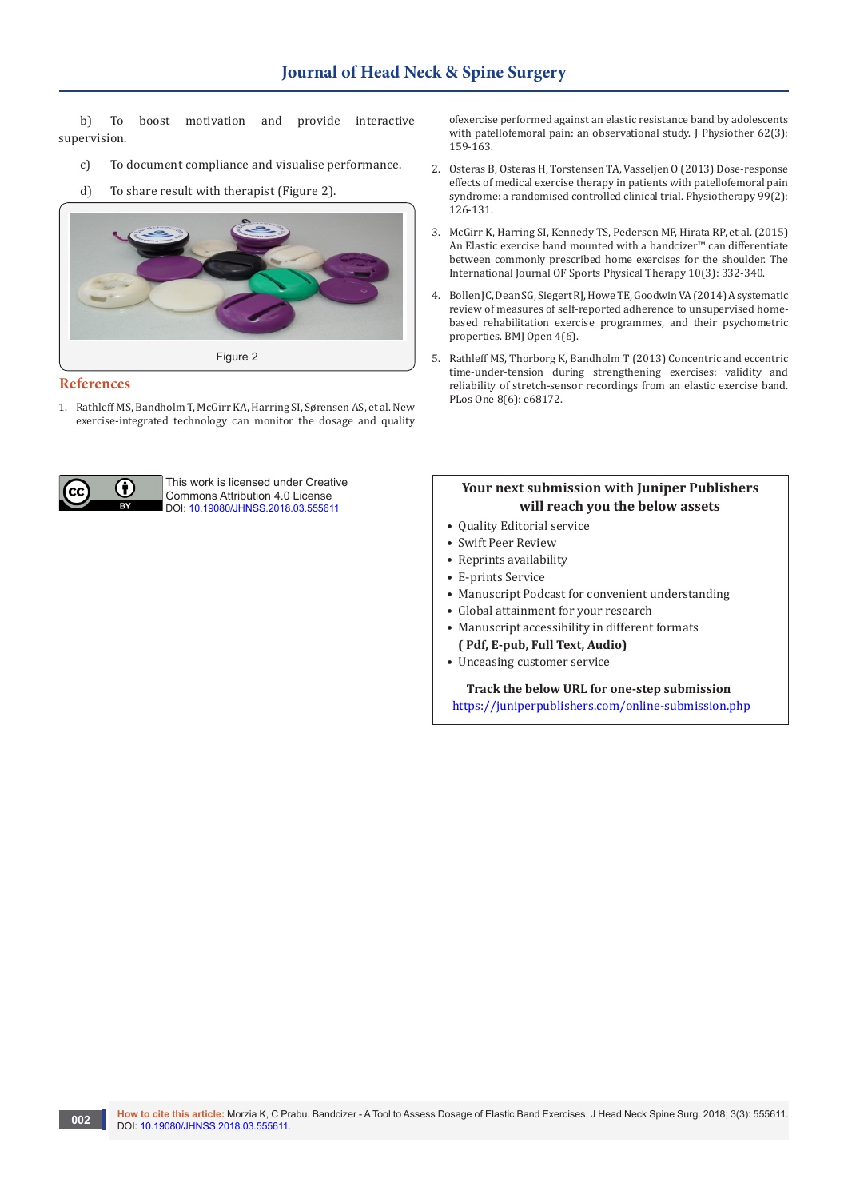b) To boost motivation and provide interactive supervision.

c) To document compliance and visualise performance.

d) To share result with therapist (Figure 2).

Figure 2

## References

1. Rathleff MS, Bandholm T, McGirr KA, Harring SI, Sørensen AS, et al. New exercise-integrated technology can monitor the dosage and quality ofexercise performed against an elastic resistance band by adolescents with patellofemoral pain: an observational study. J Physiother 62(3): 159-163.
2. Osteras B, Osteras H, Torstensen TA, Vasseljen O (2013) Dose-response effects of medical exercise therapy in patients with patellofemoral pain syndrome: a randomised controlled clinical trial. Physiotherapy 99(2): 126-131.
3. McGirr K, Harring SI, Kennedy TS, Pedersen MF, Hirata RP, et al. (2015) An Elastic exercise band mounted with a bandcizer™ can differentiate between commonly prescribed home exercises for the shoulder. The International Journal OF Sports Physical Therapy 10(3): 332-340.
4. Bollen JC, Dean SG, Siegert RJ, Howe TE, Goodwin VA (2014) A systematic review of measures of self-reported adherence to unsupervised home-based rehabilitation exercise programmes, and their psychometric properties. BMJ Open 4(6).
5. Rathleff MS, Thorborg K, Bandholm T (2013) Concentric and eccentric time-under-tension during strengthening exercises: validity and reliability of stretch-sensor recordings from an elastic exercise band. PLos One 8(6): e68172.

This work is licensed under Creative Commons Attribution 4.0 License
DOI: 10.19080/JHNSS.2018.03.555611

**Your next submission with Juniper Publishers will reach you the below assets**

- Quality Editorial service
- Swift Peer Review
- Reprints availability
- E-prints Service
- Manuscript Podcast for convenient understanding
- Global attainment for your research
- Manuscript accessibility in different formats **( Pdf, E-pub, Full Text, Audio)**
- Unceasing customer service

**Track the below URL for one-step submission**
https://juniperpublishers.com/online-submission.php

**How to cite this article:** Morzia K, C Prabu. Bandcizer - A Tool to Assess Dosage of Elastic Band Exercises. J Head Neck Spine Surg. 2018; 3(3): 555611. DOI: 10.19080/JHNSS.2018.03.555611.